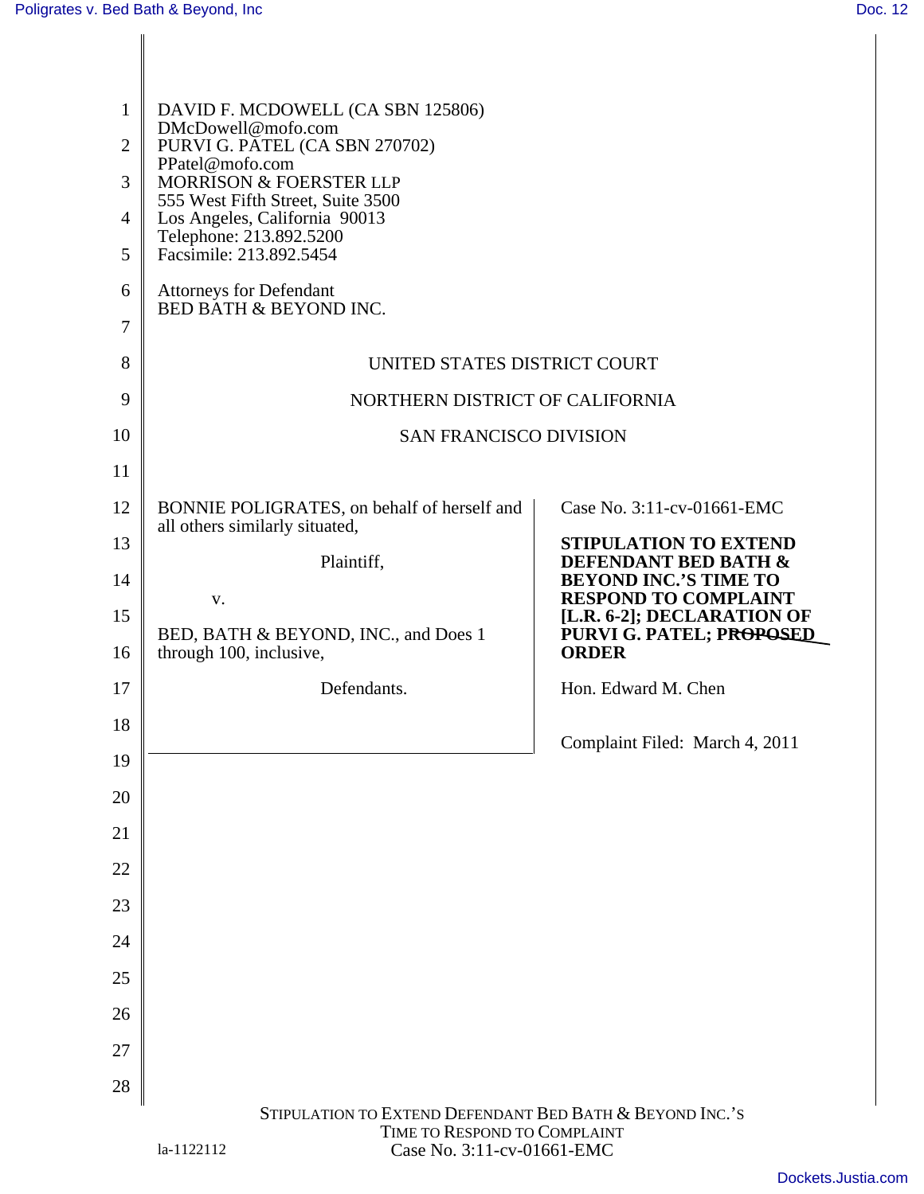DAVID F. MCDOWELL (CA SBN 125806)
DMcDowell@mofo.com
PURVI G. PATEL (CA SBN 270702)
PPatel@mofo.com
MORRISON & FOERSTER LLP
555 West Fifth Street, Suite 3500
Los Angeles, California 90013
Telephone: 213.892.5200
Facsimile: 213.892.5454

Attorneys for Defendant
BED BATH & BEYOND INC.

UNITED STATES DISTRICT COURT

NORTHERN DISTRICT OF CALIFORNIA

SAN FRANCISCO DIVISION

BONNIE POLIGRATES, on behalf of herself and all others similarly situated,

Plaintiff,

v.

BED, BATH & BEYOND, INC., and Does 1 through 100, inclusive,

Defendants.

Case No. 3:11-cv-01661-EMC

**STIPULATION TO EXTEND DEFENDANT BED BATH & BEYOND INC.'S TIME TO RESPOND TO COMPLAINT [L.R. 6-2]; DECLARATION OF PURVI G. PATEL; ~~PROPOSED~~ ORDER**

Hon. Edward M. Chen

Complaint Filed: March 4, 2011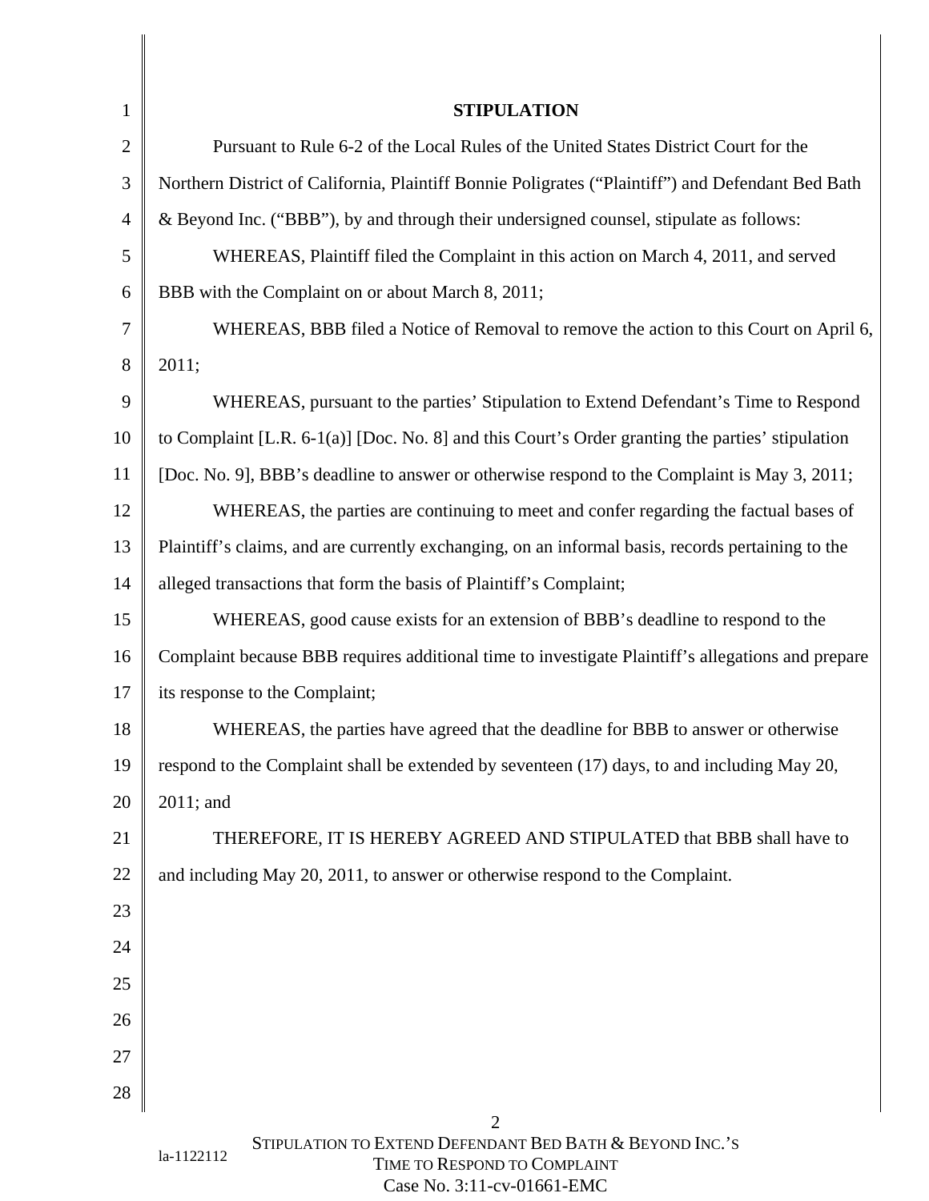**STIPULATION**

Pursuant to Rule 6-2 of the Local Rules of the United States District Court for the Northern District of California, Plaintiff Bonnie Poligrates ("Plaintiff") and Defendant Bed Bath & Beyond Inc. ("BBB"), by and through their undersigned counsel, stipulate as follows:

WHEREAS, Plaintiff filed the Complaint in this action on March 4, 2011, and served BBB with the Complaint on or about March 8, 2011;

WHEREAS, BBB filed a Notice of Removal to remove the action to this Court on April 6, 2011;

WHEREAS, pursuant to the parties' Stipulation to Extend Defendant's Time to Respond to Complaint [L.R. 6-1(a)] [Doc. No. 8] and this Court's Order granting the parties' stipulation [Doc. No. 9], BBB's deadline to answer or otherwise respond to the Complaint is May 3, 2011;

WHEREAS, the parties are continuing to meet and confer regarding the factual bases of Plaintiff's claims, and are currently exchanging, on an informal basis, records pertaining to the alleged transactions that form the basis of Plaintiff's Complaint;

WHEREAS, good cause exists for an extension of BBB's deadline to respond to the Complaint because BBB requires additional time to investigate Plaintiff's allegations and prepare its response to the Complaint;

WHEREAS, the parties have agreed that the deadline for BBB to answer or otherwise respond to the Complaint shall be extended by seventeen (17) days, to and including May 20, 2011; and

THEREFORE, IT IS HEREBY AGREED AND STIPULATED that BBB shall have to and including May 20, 2011, to answer or otherwise respond to the Complaint.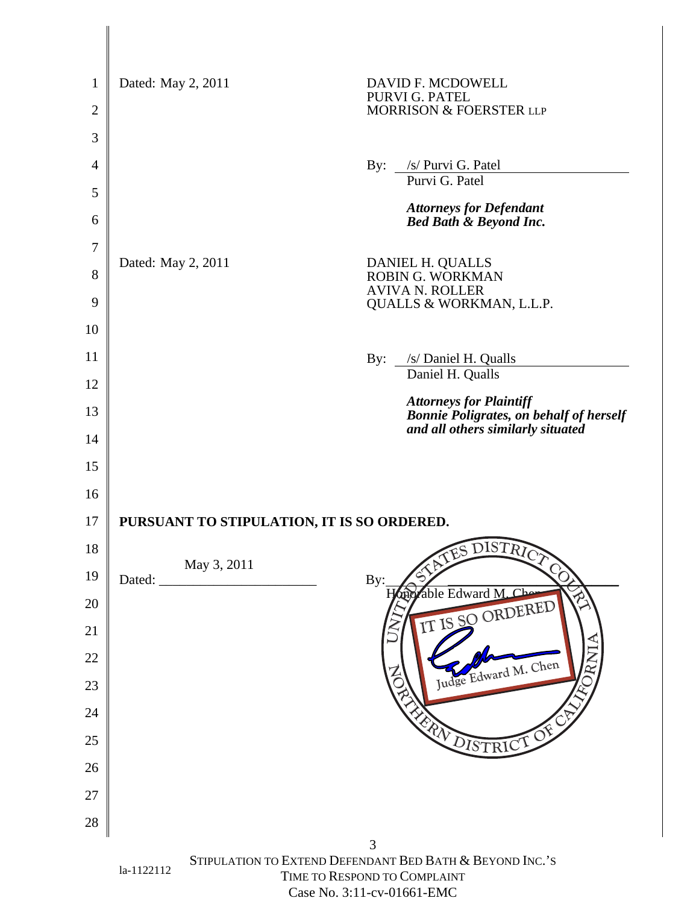Dated: May 2, 2011

DAVID F. MCDOWELL
PURVI G. PATEL
MORRISON & FOERSTER LLP

By: /s/ Purvi G. Patel
Purvi G. Patel

***Attorneys for Defendant Bed Bath & Beyond Inc.***

Dated: May 2, 2011

DANIEL H. QUALLS
ROBIN G. WORKMAN
AVIVA N. ROLLER
QUALLS & WORKMAN, L.L.P.

By: /s/ Daniel H. Qualls
Daniel H. Qualls

***Attorneys for Plaintiff Bonnie Poligrates, on behalf of herself and all others similarly situated***

**PURSUANT TO STIPULATION, IT IS SO ORDERED.**

Dated: May 3, 2011

By: ______________________
Honorable Edward M. Chen

UNITED STATES DISTRICT COURT
NORTHERN DISTRICT OF CALIFORNIA
IT IS SO ORDERED
Judge Edward M. Chen

la-1122112

STIPULATION TO EXTEND DEFENDANT BED BATH & BEYOND INC.'S TIME TO RESPOND TO COMPLAINT
Case No. 3:11-cv-01661-EMC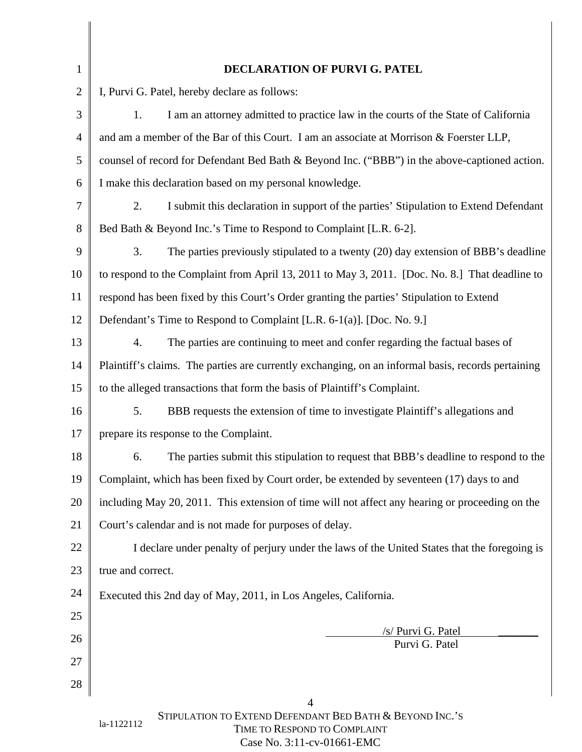# DECLARATION OF PURVI G. PATEL

I, Purvi G. Patel, hereby declare as follows:

1. I am an attorney admitted to practice law in the courts of the State of California and am a member of the Bar of this Court. I am an associate at Morrison & Foerster LLP, counsel of record for Defendant Bed Bath & Beyond Inc. ("BBB") in the above-captioned action. I make this declaration based on my personal knowledge.

2. I submit this declaration in support of the parties' Stipulation to Extend Defendant Bed Bath & Beyond Inc.'s Time to Respond to Complaint [L.R. 6-2].

3. The parties previously stipulated to a twenty (20) day extension of BBB's deadline to respond to the Complaint from April 13, 2011 to May 3, 2011. [Doc. No. 8.] That deadline to respond has been fixed by this Court's Order granting the parties' Stipulation to Extend Defendant's Time to Respond to Complaint [L.R. 6-1(a)]. [Doc. No. 9.]

4. The parties are continuing to meet and confer regarding the factual bases of Plaintiff's claims. The parties are currently exchanging, on an informal basis, records pertaining to the alleged transactions that form the basis of Plaintiff's Complaint.

5. BBB requests the extension of time to investigate Plaintiff's allegations and prepare its response to the Complaint.

6. The parties submit this stipulation to request that BBB's deadline to respond to the Complaint, which has been fixed by Court order, be extended by seventeen (17) days to and including May 20, 2011. This extension of time will not affect any hearing or proceeding on the Court's calendar and is not made for purposes of delay.

I declare under penalty of perjury under the laws of the United States that the foregoing is true and correct.

Executed this 2nd day of May, 2011, in Los Angeles, California.

/s/ Purvi G. Patel
Purvi G. Patel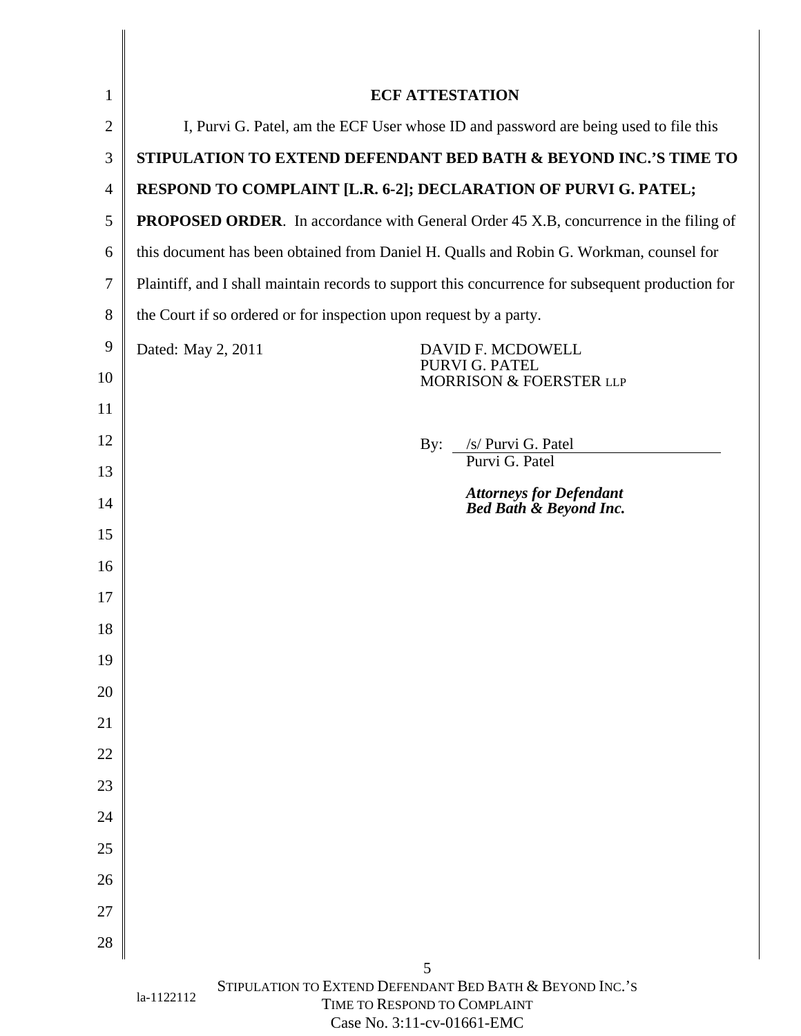## ECF ATTESTATION

I, Purvi G. Patel, am the ECF User whose ID and password are being used to file this **STIPULATION TO EXTEND DEFENDANT BED BATH & BEYOND INC.'S TIME TO RESPOND TO COMPLAINT [L.R. 6-2]; DECLARATION OF PURVI G. PATEL; PROPOSED ORDER**. In accordance with General Order 45 X.B, concurrence in the filing of this document has been obtained from Daniel H. Qualls and Robin G. Workman, counsel for Plaintiff, and I shall maintain records to support this concurrence for subsequent production for the Court if so ordered or for inspection upon request by a party.

Dated: May 2, 2011

DAVID F. MCDOWELL
PURVI G. PATEL
MORRISON & FOERSTER LLP

By: /s/ Purvi G. Patel
Purvi G. Patel

***Attorneys for Defendant Bed Bath & Beyond Inc.***